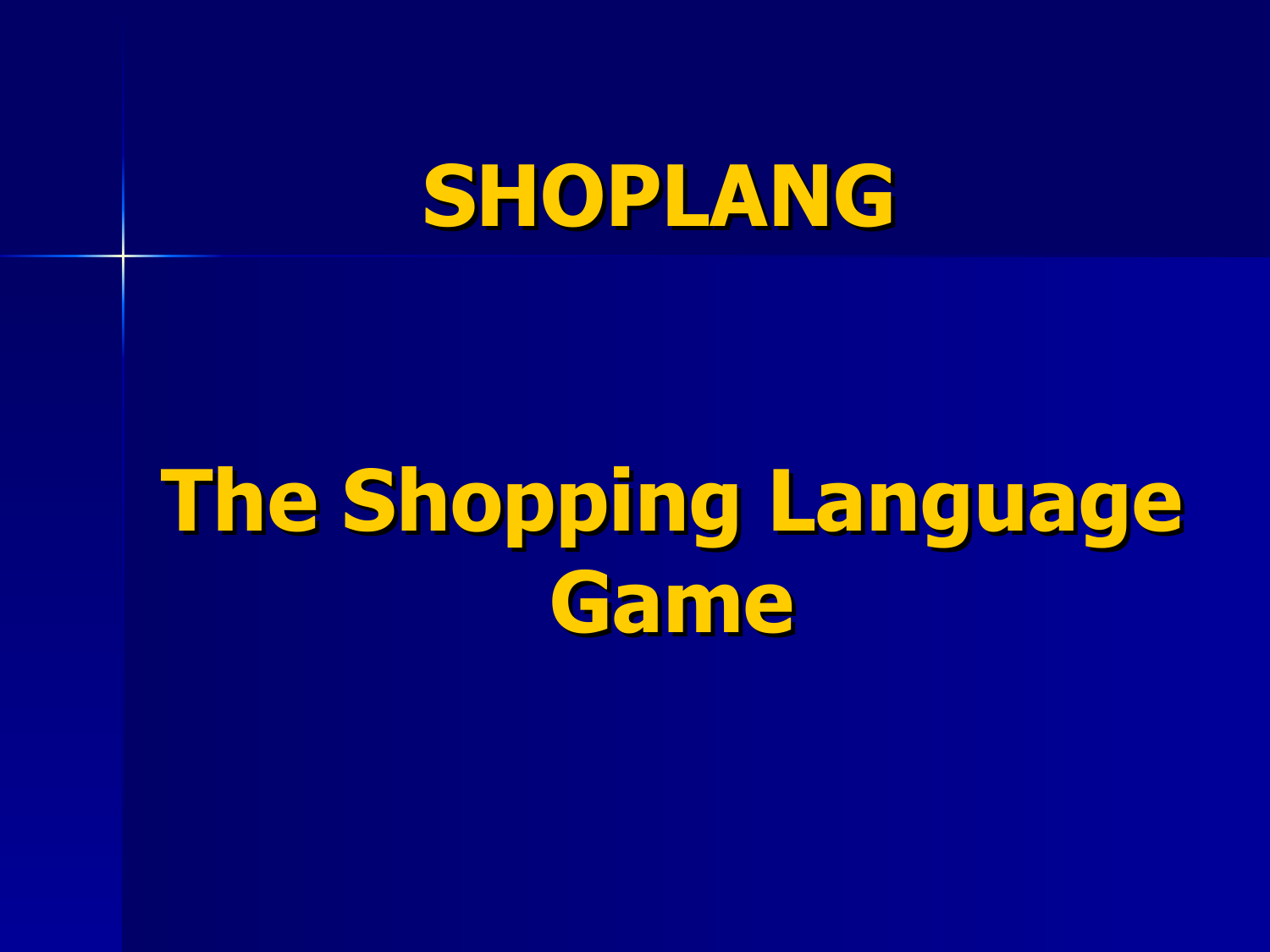# SHOPLANG

## The Shopping Language Game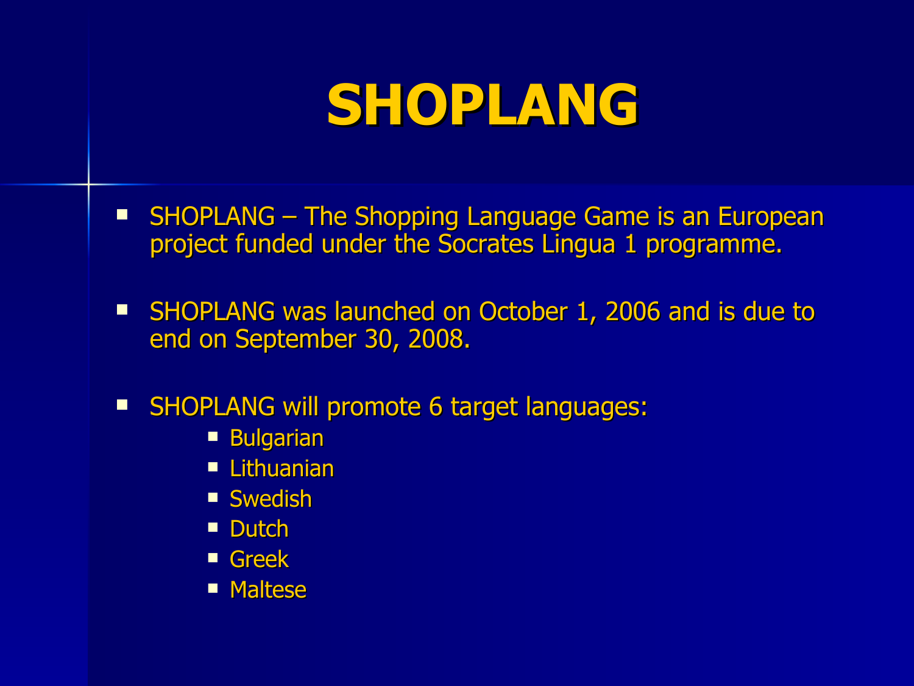# SHOPLANG

- SHOPLANG – The Shopping Language Game is an European project funded under the Socrates Lingua 1 programme.
- SHOPLANG was launched on October 1, 2006 and is due to end on September 30, 2008.
- SHOPLANG will promote 6 target languages:
  - Bulgarian
  - Lithuanian
  - Swedish
  - Dutch
  - Greek
  - Maltese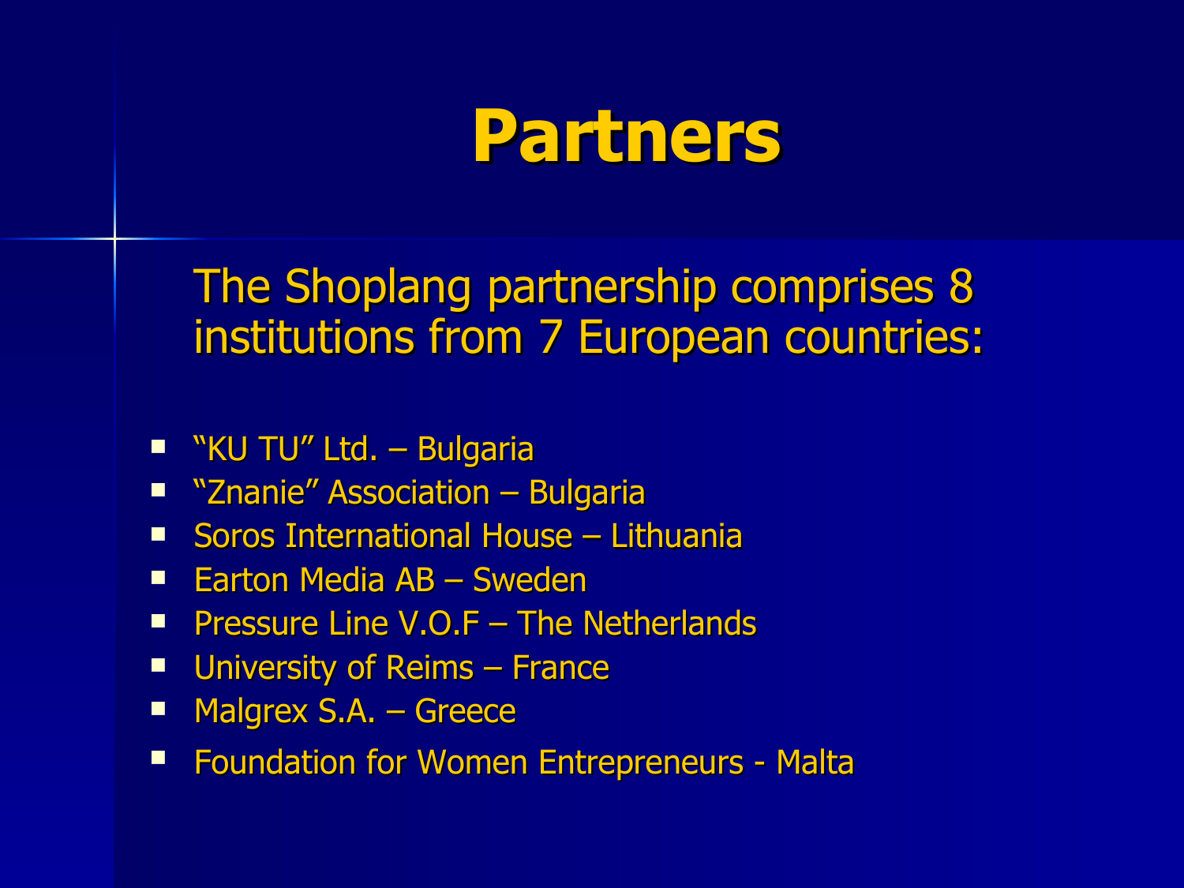# Partners

The Shoplang partnership comprises 8 institutions from 7 European countries:

- “KU TU” Ltd. – Bulgaria
- “Znanie” Association – Bulgaria
- Soros International House – Lithuania
- Earton Media AB – Sweden
- Pressure Line V.O.F – The Netherlands
- University of Reims – France
- Malgrex S.A. – Greece
- Foundation for Women Entrepreneurs - Malta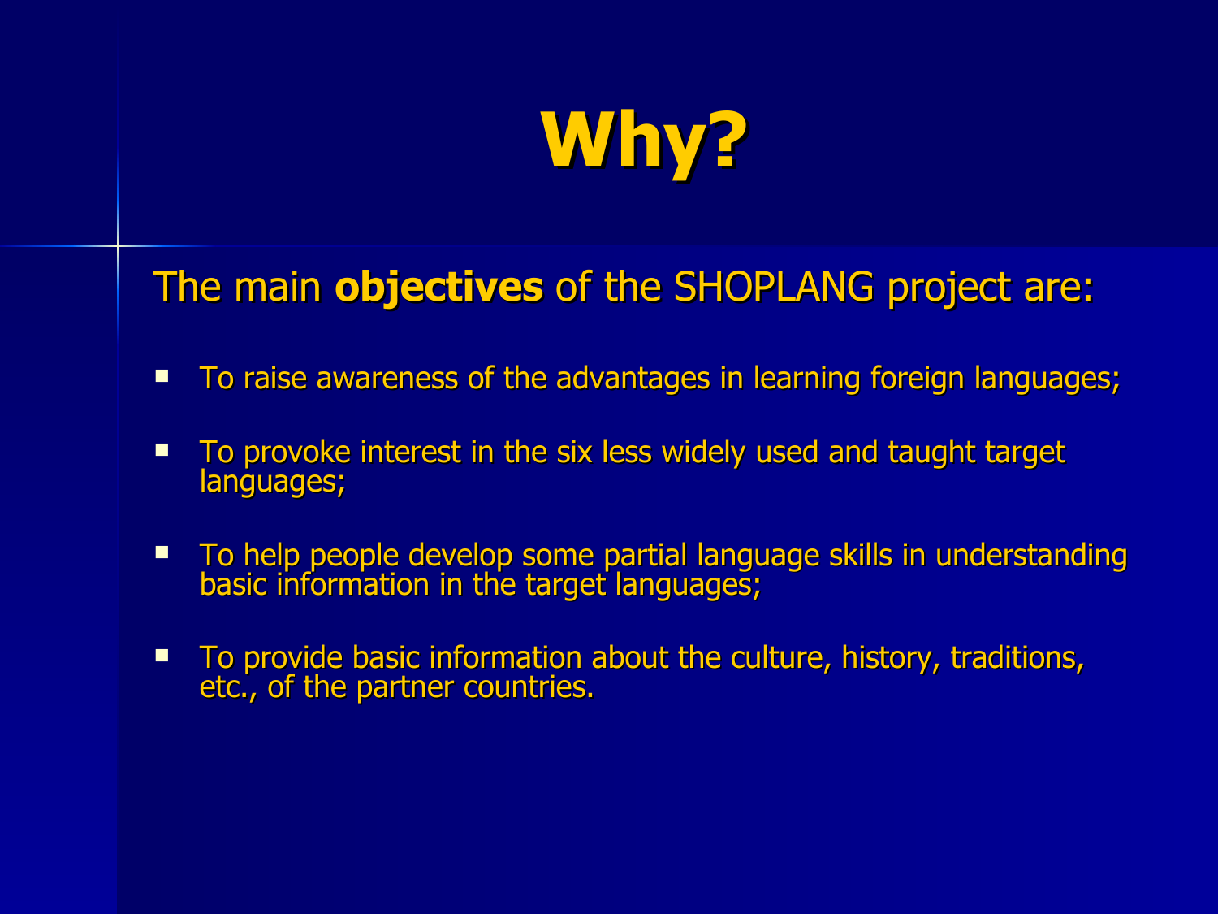# Why?

The main **objectives** of the SHOPLANG project are:

- To raise awareness of the advantages in learning foreign languages;
- To provoke interest in the six less widely used and taught target languages;
- To help people develop some partial language skills in understanding basic information in the target languages;
- To provide basic information about the culture, history, traditions, etc., of the partner countries.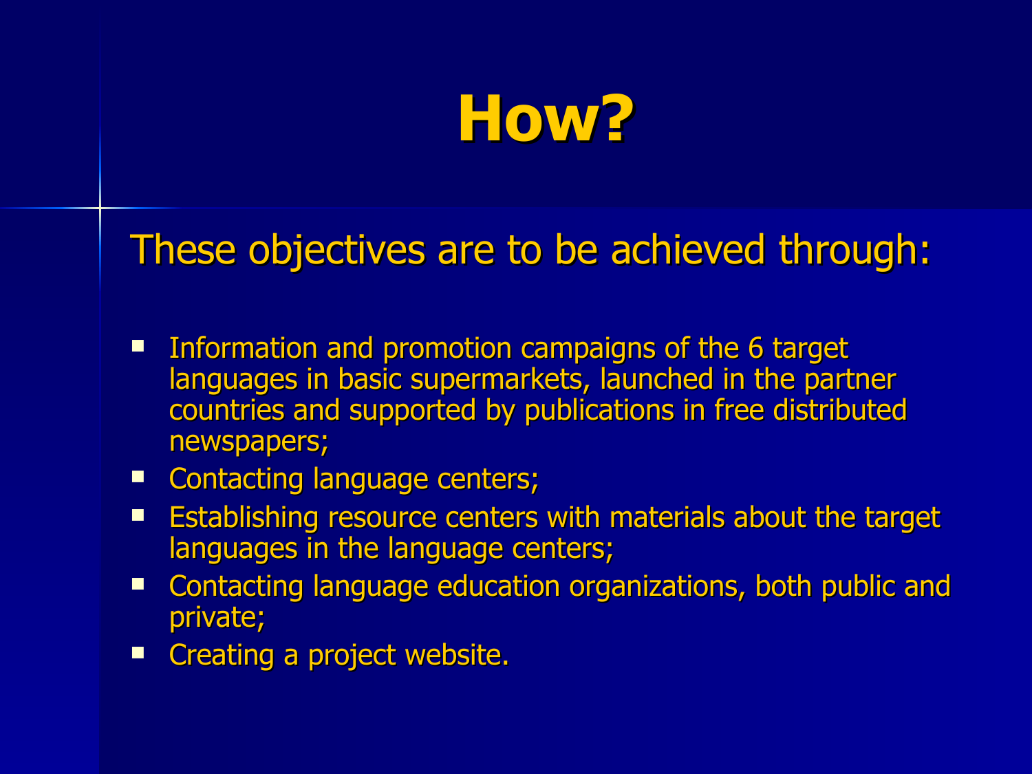# How?

These objectives are to be achieved through:

- Information and promotion campaigns of the 6 target languages in basic supermarkets, launched in the partner countries and supported by publications in free distributed newspapers;
- Contacting language centers;
- Establishing resource centers with materials about the target languages in the language centers;
- Contacting language education organizations, both public and private;
- Creating a project website.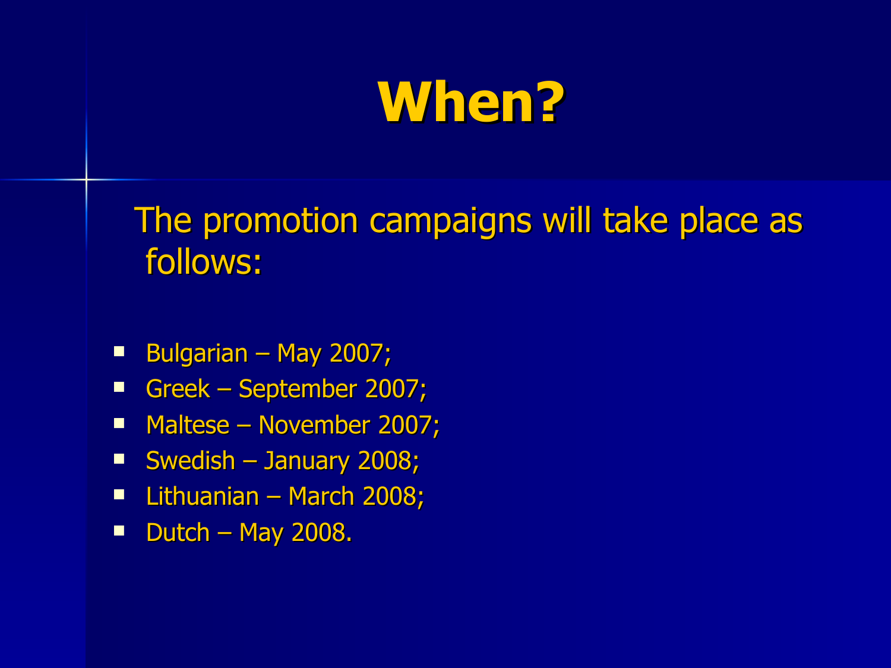# When?

The promotion campaigns will take place as follows:

- Bulgarian – May 2007;
- Greek – September 2007;
- Maltese – November 2007;
- Swedish – January 2008;
- Lithuanian – March 2008;
- Dutch – May 2008.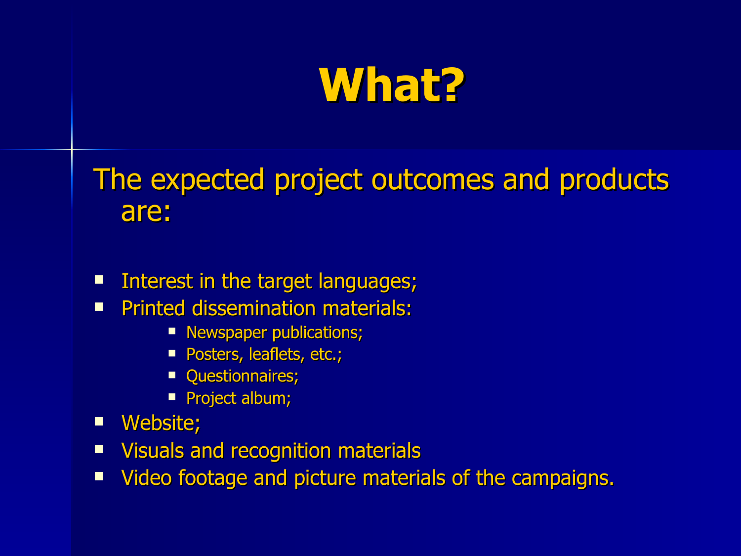# What?

The expected project outcomes and products are:

- Interest in the target languages;
- Printed dissemination materials:
  - Newspaper publications;
  - Posters, leaflets, etc.;
  - Questionnaires;
  - Project album;
- Website;
- Visuals and recognition materials
- Video footage and picture materials of the campaigns.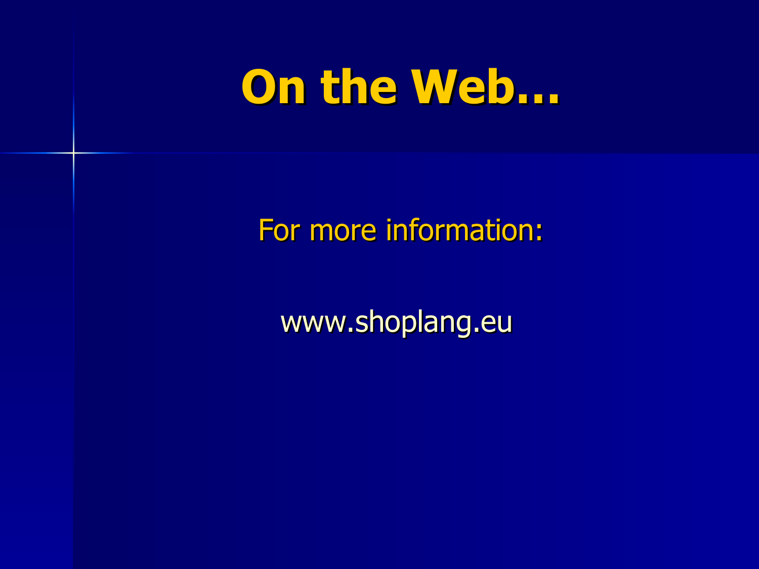# On the Web…

For more information:

www.shoplang.eu